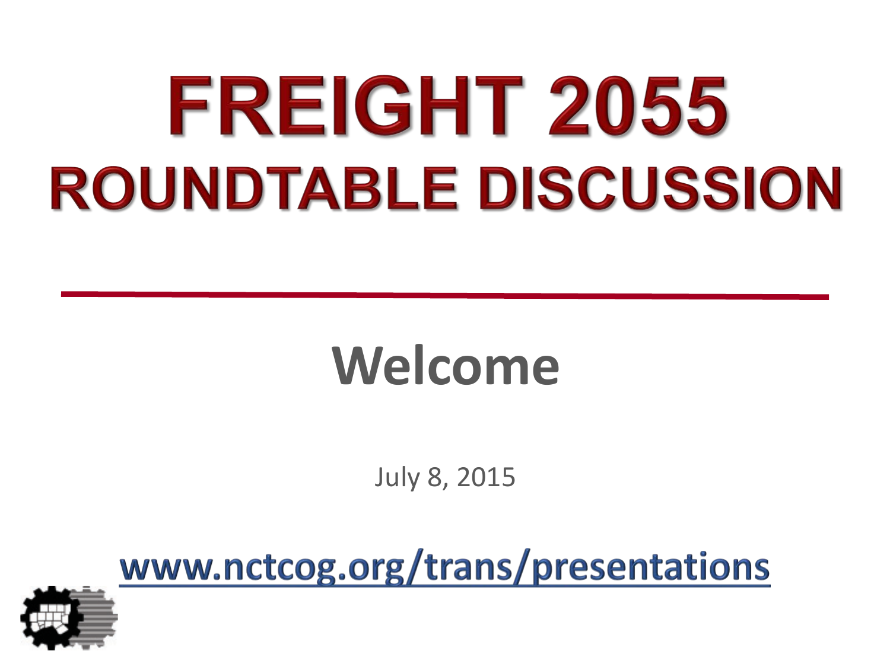# FREIGHT 2055

# ROUNDTABLE DISCUSSION

## Welcome

July 8, 2015

www.nctcog.org/trans/presentations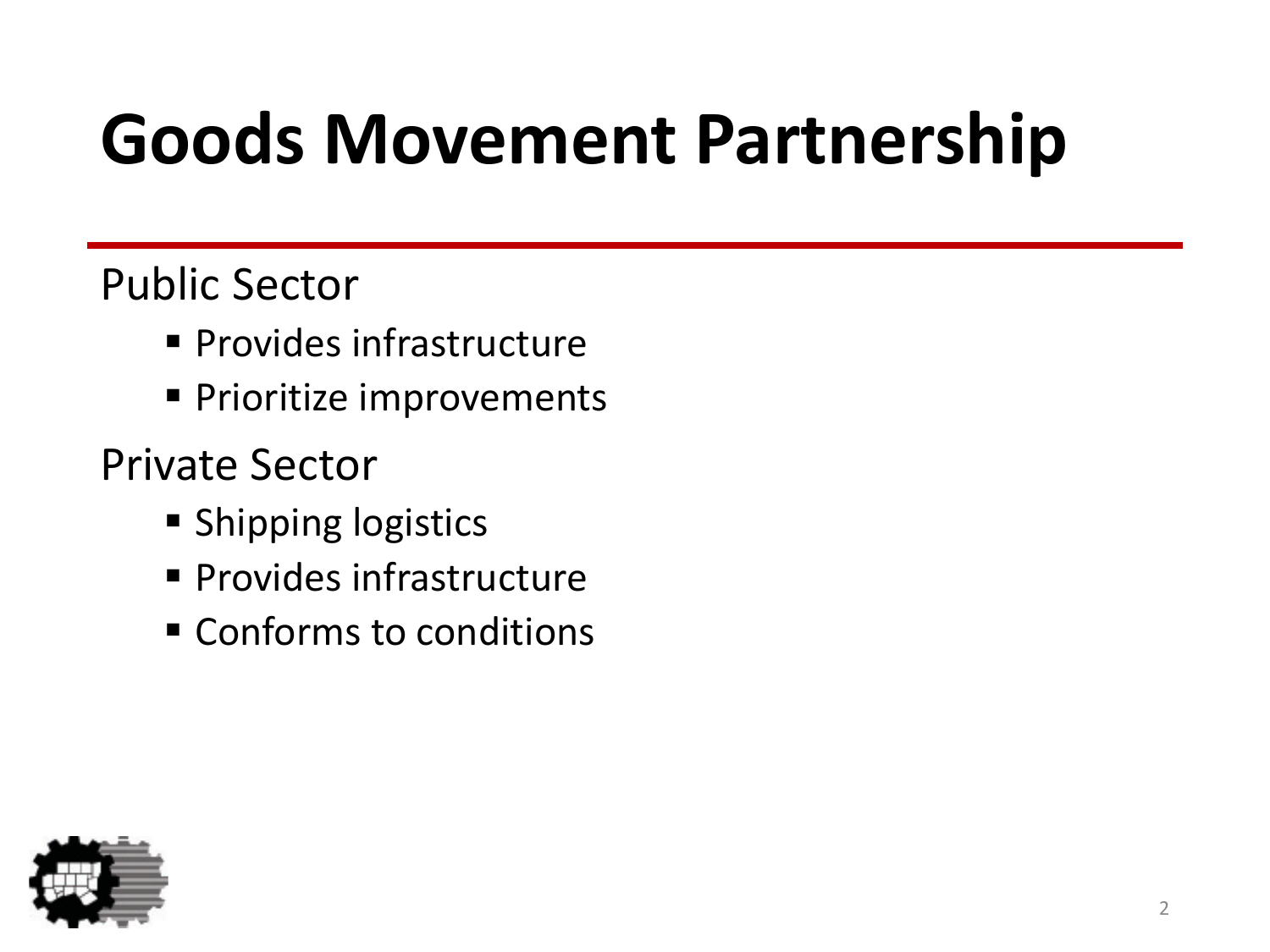# Goods Movement Partnership

Public Sector

- Provides infrastructure
- Prioritize improvements

Private Sector

- Shipping logistics
- Provides infrastructure
- Conforms to conditions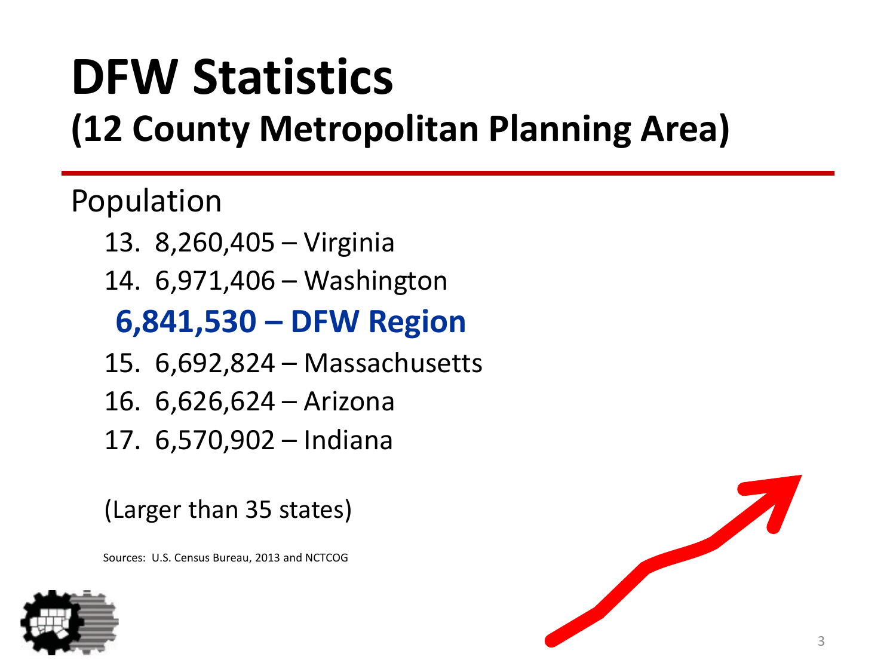# DFW Statistics

## (12 County Metropolitan Planning Area)

Population

13. 8,260,405 – Virginia
14. 6,971,406 – Washington

**6,841,530 – DFW Region**

15. 6,692,824 – Massachusetts
16. 6,626,624 – Arizona
17. 6,570,902 – Indiana

(Larger than 35 states)

Sources: U.S. Census Bureau, 2013 and NCTCOG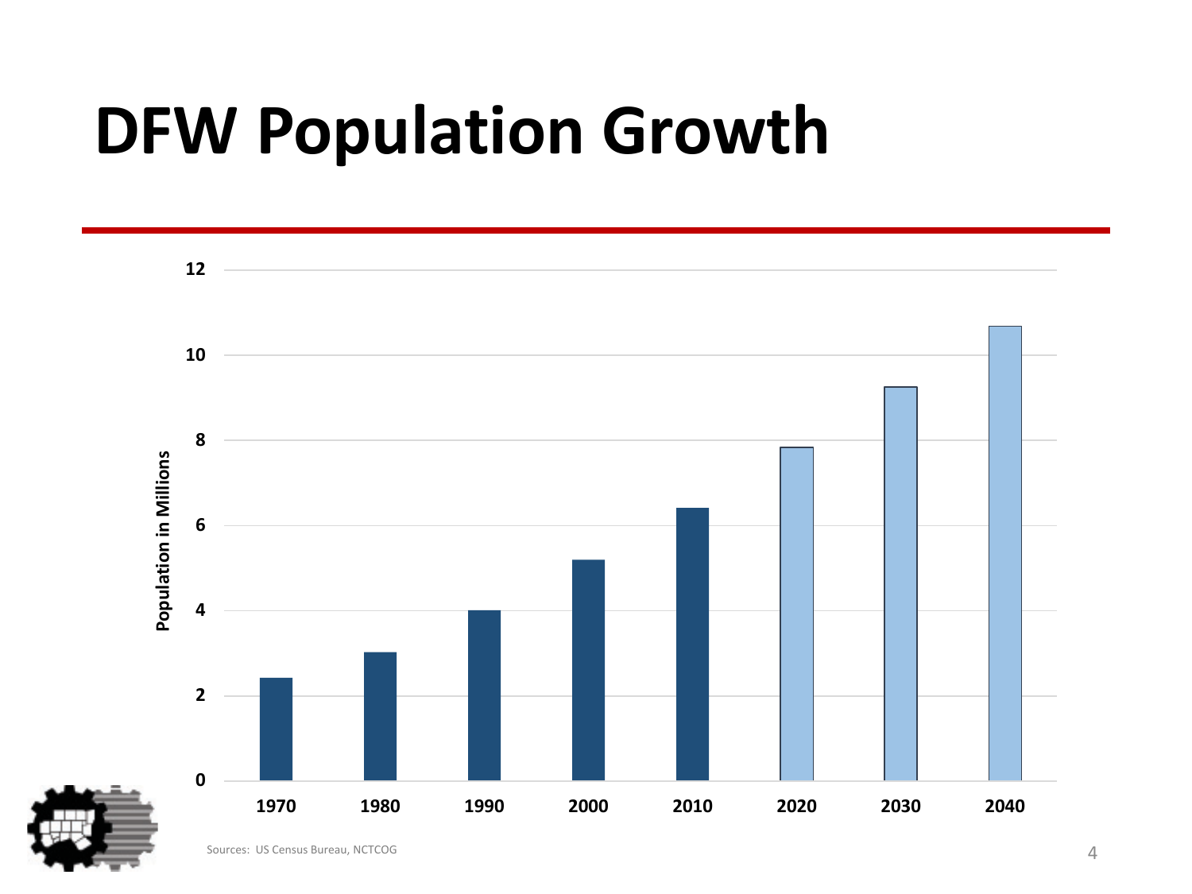# DFW Population Growth

| Year | Population in Millions |
|---|---|
| 1970 | ~2.4 |
| 1980 | ~3.0 |
| 1990 | ~4.0 |
| 2000 | ~5.2 |
| 2010 | ~6.4 |
| 2020 | ~7.8 |
| 2030 | ~9.3 |
| 2040 | ~10.7 |

Sources: US Census Bureau, NCTCOG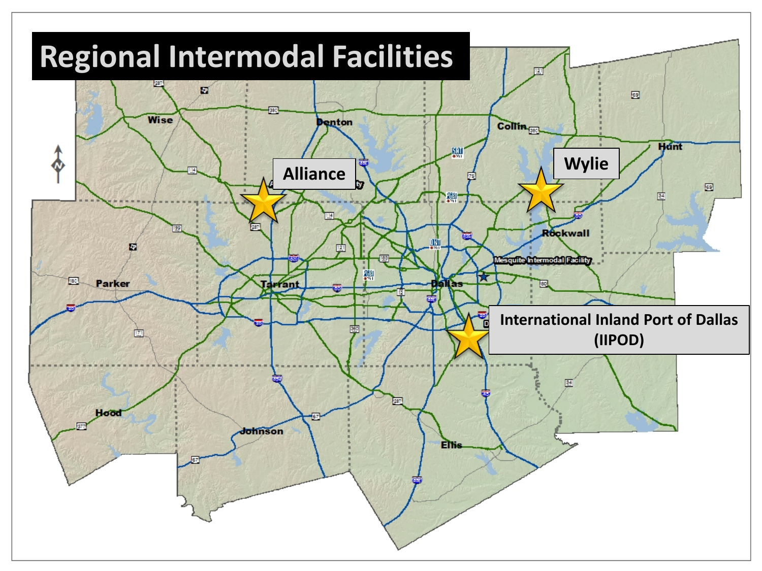# Regional Intermodal Facilities

Alliance

Wylie

Mesquite Intermodal Facility

International Inland Port of Dallas (IIPOD)

Wise

Denton

Collin

Hunt

Rockwall

Parker

Tarrant

Dallas

Hood

Johnson

Ellis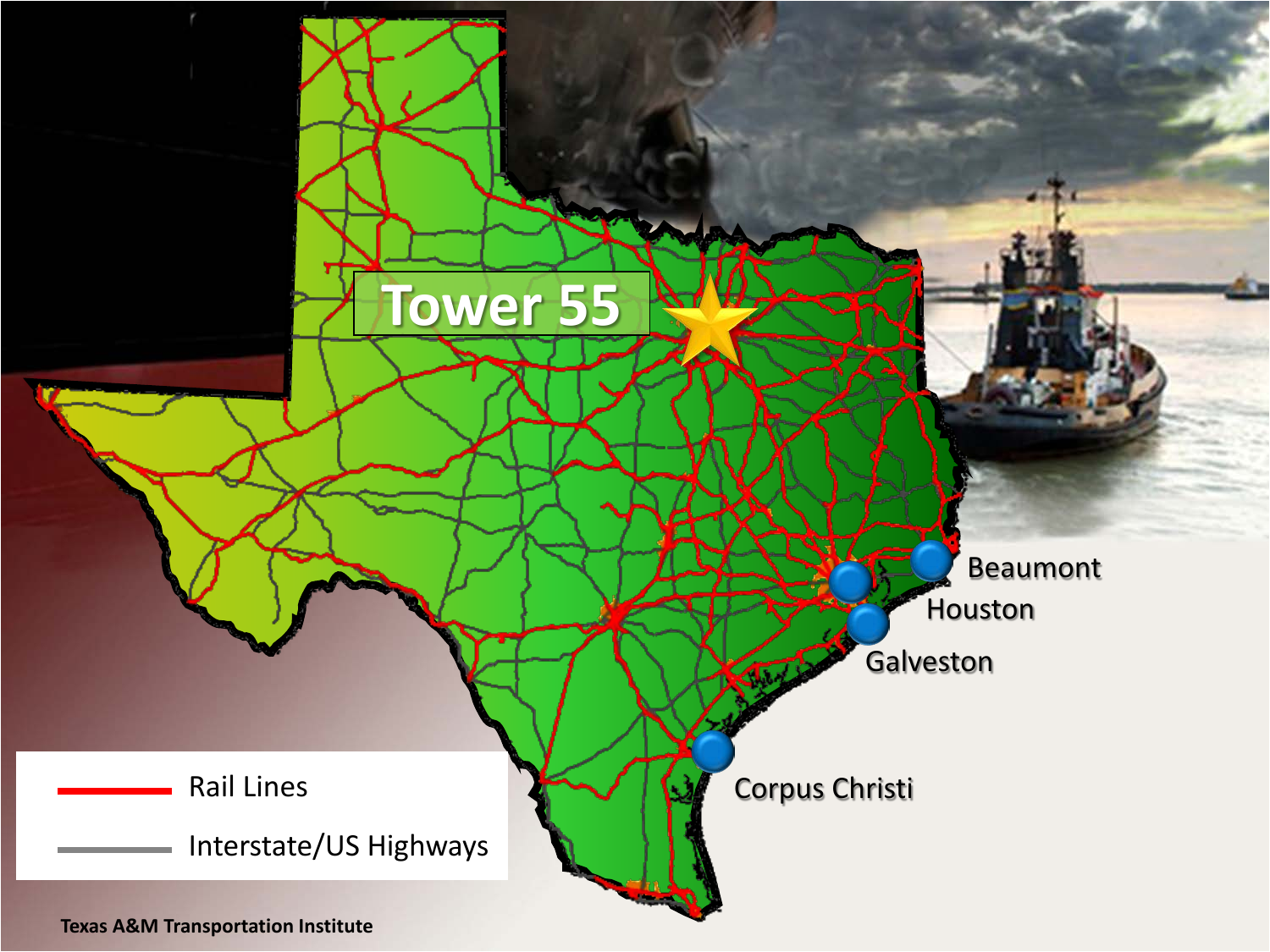Tower 55

Beaumont

Houston

Galveston

Corpus Christi

Rail Lines

Interstate/US Highways

Texas A&M Transportation Institute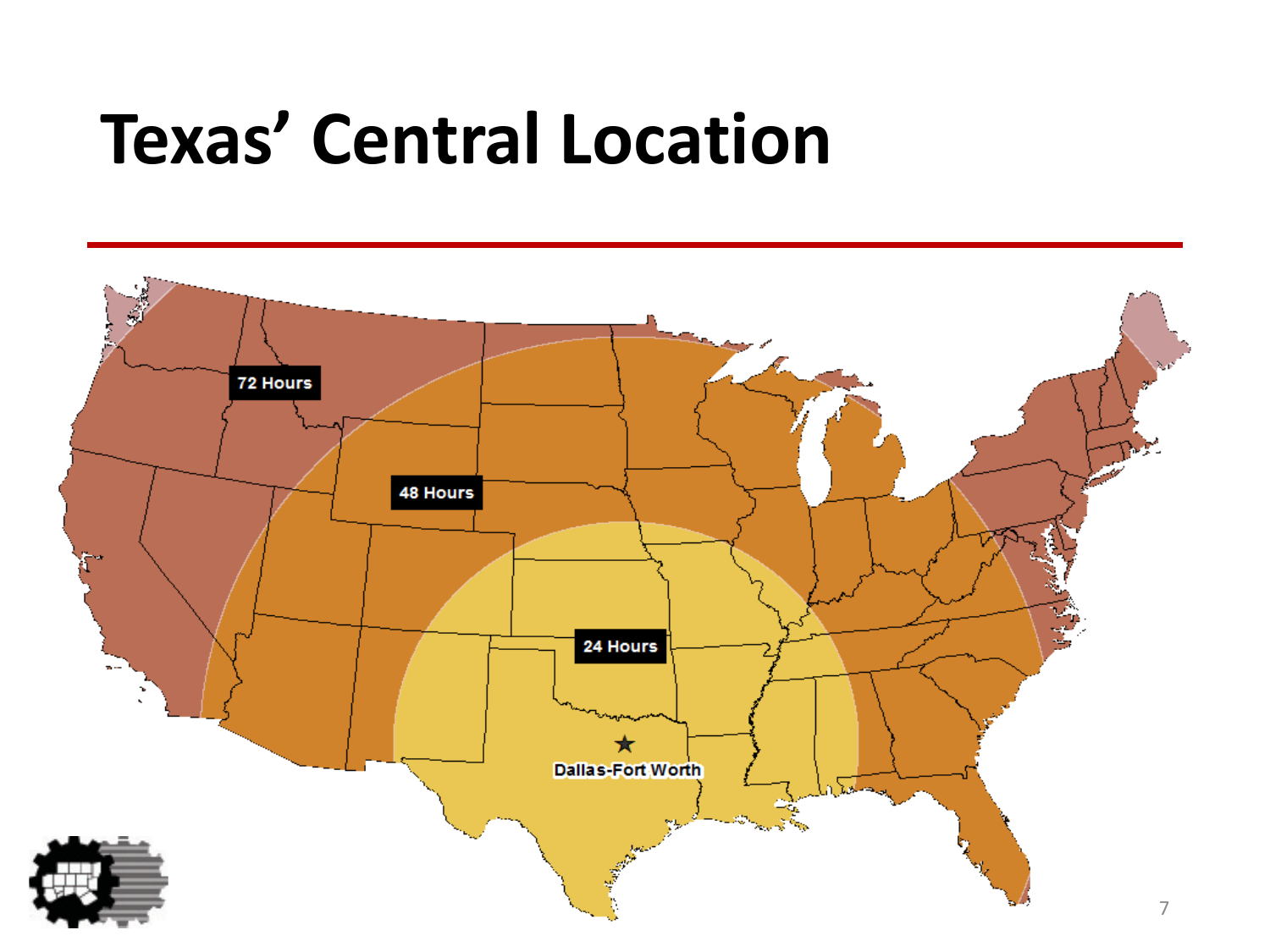# Texas' Central Location

72 Hours

48 Hours

24 Hours

Dallas-Fort Worth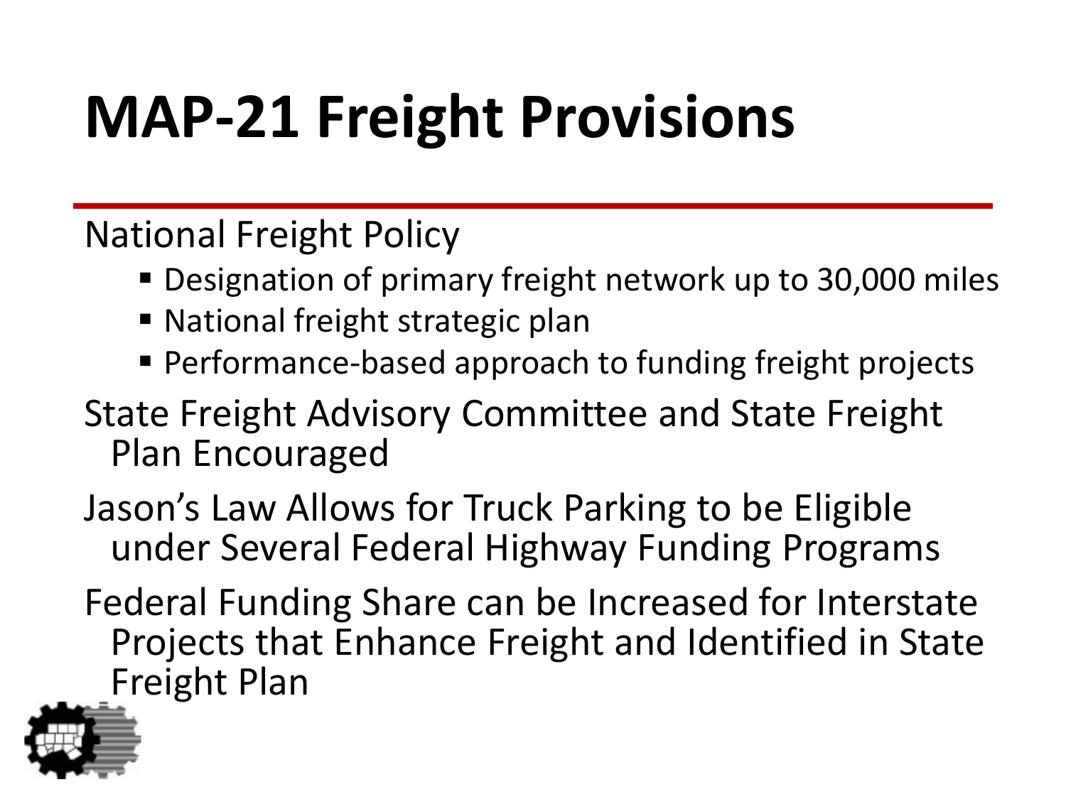# MAP-21 Freight Provisions

National Freight Policy

- Designation of primary freight network up to 30,000 miles
- National freight strategic plan
- Performance-based approach to funding freight projects

State Freight Advisory Committee and State Freight Plan Encouraged

Jason's Law Allows for Truck Parking to be Eligible under Several Federal Highway Funding Programs

Federal Funding Share can be Increased for Interstate Projects that Enhance Freight and Identified in State Freight Plan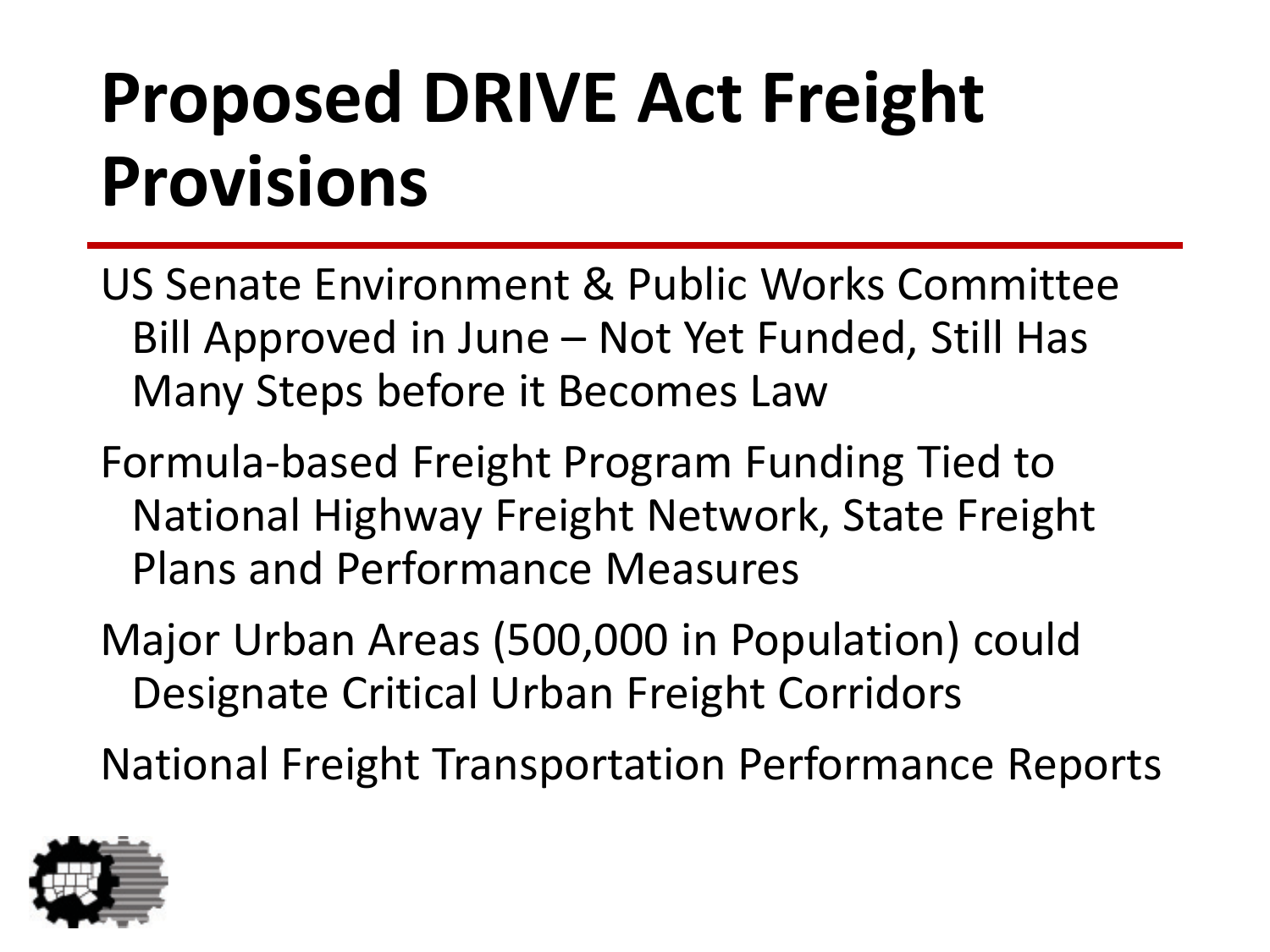# Proposed DRIVE Act Freight Provisions

US Senate Environment & Public Works Committee Bill Approved in June – Not Yet Funded, Still Has Many Steps before it Becomes Law

Formula-based Freight Program Funding Tied to National Highway Freight Network, State Freight Plans and Performance Measures

Major Urban Areas (500,000 in Population) could Designate Critical Urban Freight Corridors

National Freight Transportation Performance Reports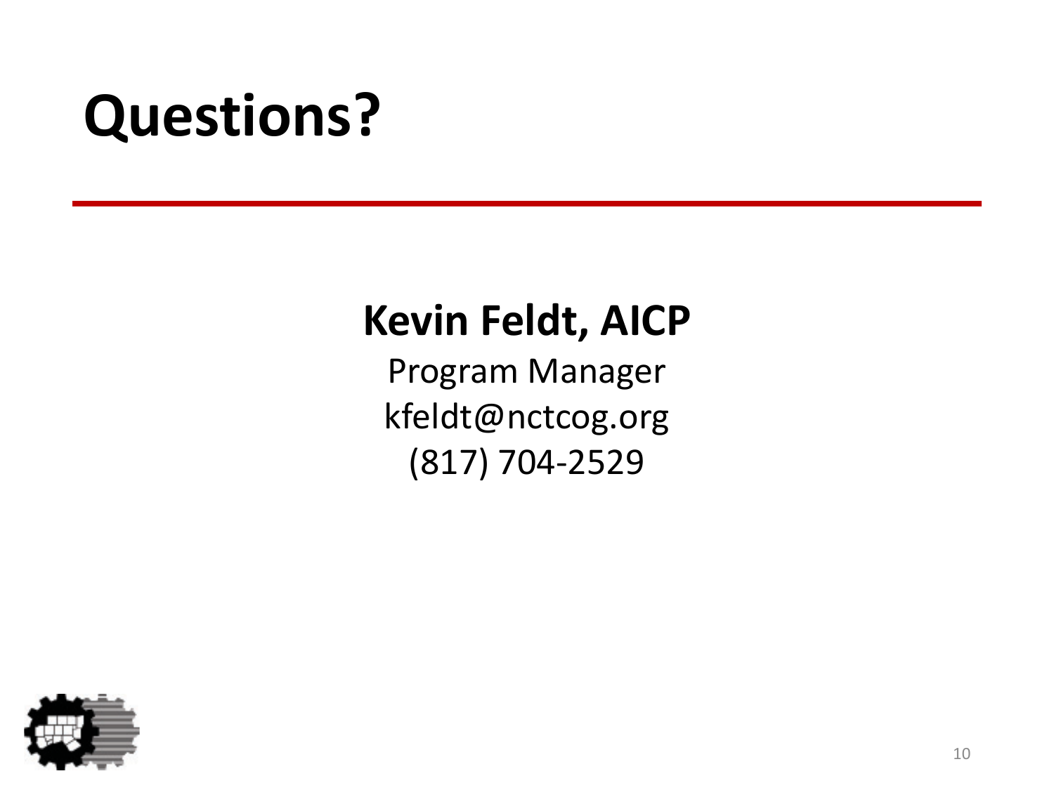# Questions?

**Kevin Feldt, AICP**

Program Manager

kfeldt@nctcog.org

(817) 704-2529